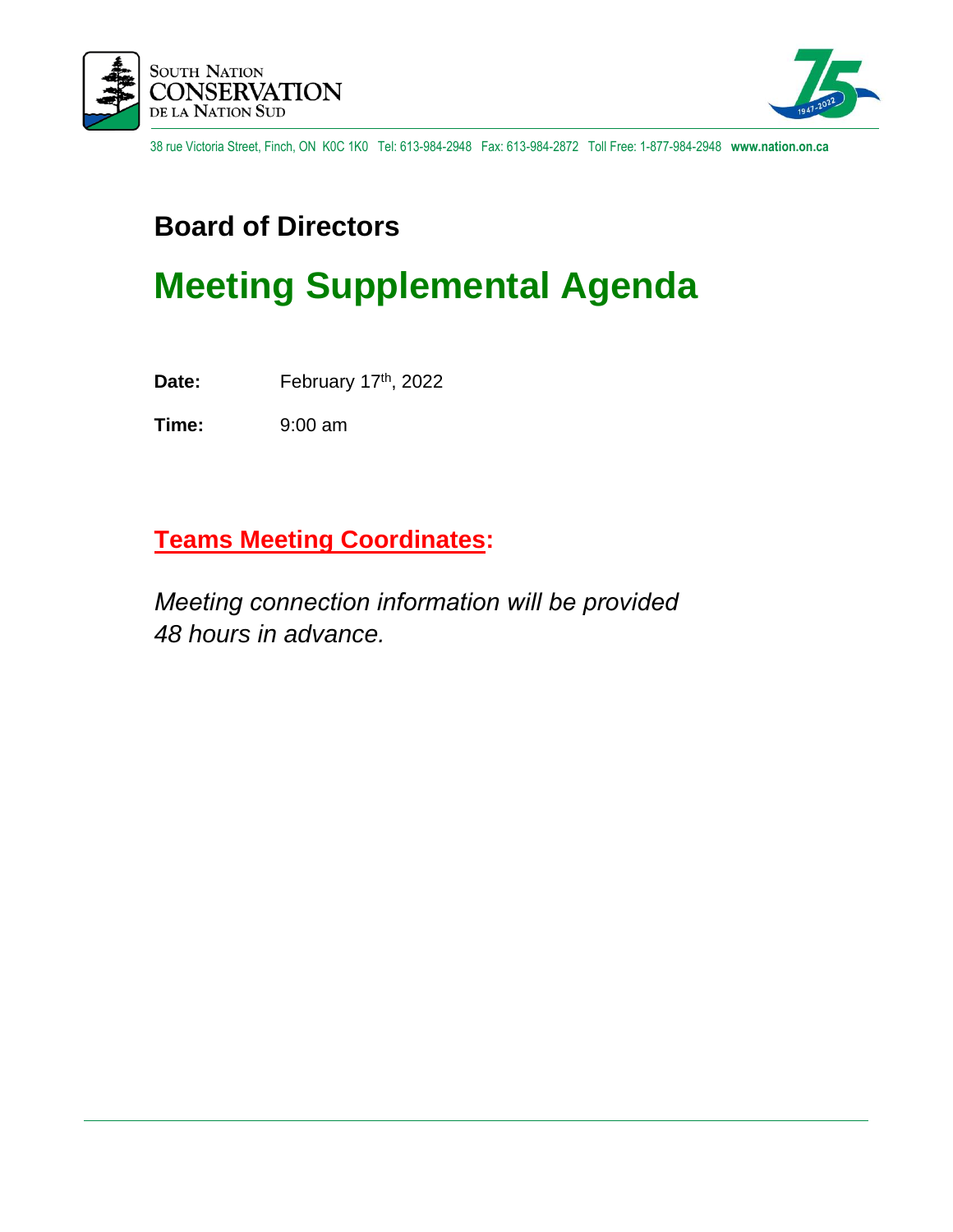South Nation Conservation
De la Nation Sud

38 rue Victoria Street, Finch, ON K0C 1K0 Tel: 613-984-2948 Fax: 613-984-2872 Toll Free: 1-877-984-2948 **www.nation.on.ca**

## Board of Directors

# Meeting Supplemental Agenda

**Date:** February 17th, 2022

**Time:** 9:00 am

## Teams Meeting Coordinates:

*Meeting connection information will be provided 48 hours in advance.*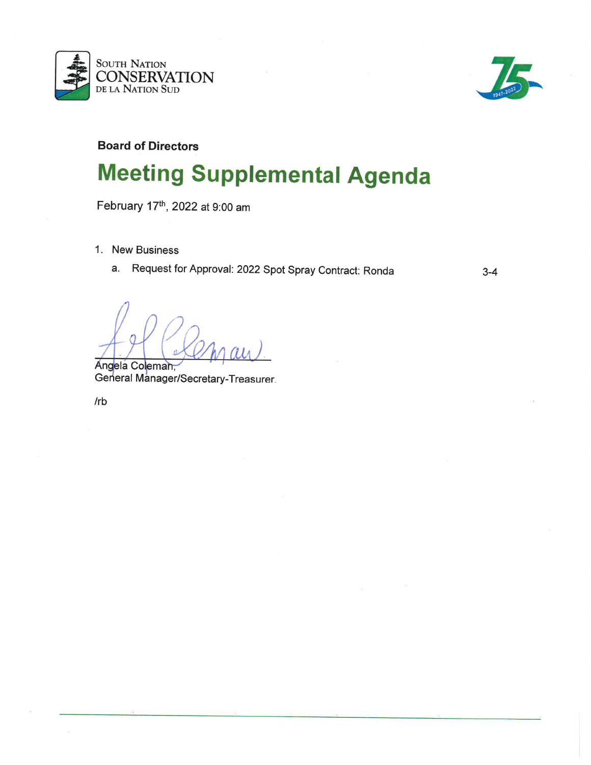SOUTH NATION CONSERVATION DE LA NATION SUD

**Board of Directors**

# Meeting Supplemental Agenda

February 17th, 2022 at 9:00 am

1. New Business
   a. Request for Approval: 2022 Spot Spray Contract: Ronda 3-4

Angela Coleman,
General Manager/Secretary-Treasurer.

/rb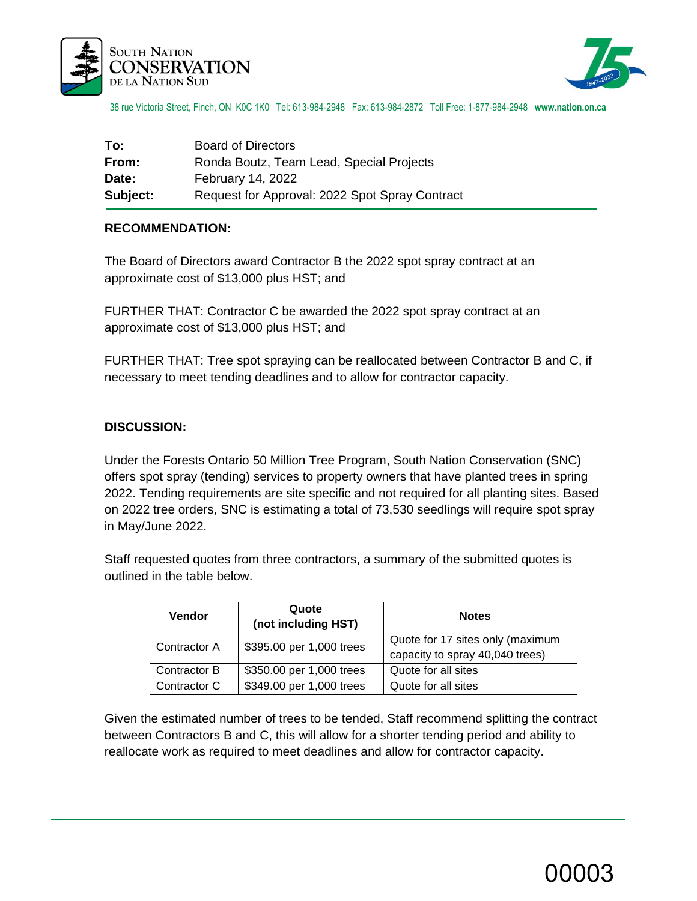South Nation Conservation de la Nation Sud

38 rue Victoria Street, Finch, ON K0C 1K0 Tel: 613-984-2948 Fax: 613-984-2872 Toll Free: 1-877-984-2948 **www.nation.on.ca**

| | |
|---|---|
| **To:** | Board of Directors |
| **From:** | Ronda Boutz, Team Lead, Special Projects |
| **Date:** | February 14, 2022 |
| **Subject:** | Request for Approval: 2022 Spot Spray Contract |

**RECOMMENDATION:**

The Board of Directors award Contractor B the 2022 spot spray contract at an approximate cost of $13,000 plus HST; and

FURTHER THAT: Contractor C be awarded the 2022 spot spray contract at an approximate cost of $13,000 plus HST; and

FURTHER THAT: Tree spot spraying can be reallocated between Contractor B and C, if necessary to meet tending deadlines and to allow for contractor capacity.

---

**DISCUSSION:**

Under the Forests Ontario 50 Million Tree Program, South Nation Conservation (SNC) offers spot spray (tending) services to property owners that have planted trees in spring 2022. Tending requirements are site specific and not required for all planting sites. Based on 2022 tree orders, SNC is estimating a total of 73,530 seedlings will require spot spray in May/June 2022.

Staff requested quotes from three contractors, a summary of the submitted quotes is outlined in the table below.

| Vendor | Quote (not including HST) | Notes |
|---|---|---|
| Contractor A | $395.00 per 1,000 trees | Quote for 17 sites only (maximum capacity to spray 40,040 trees) |
| Contractor B | $350.00 per 1,000 trees | Quote for all sites |
| Contractor C | $349.00 per 1,000 trees | Quote for all sites |

Given the estimated number of trees to be tended, Staff recommend splitting the contract between Contractors B and C, this will allow for a shorter tending period and ability to reallocate work as required to meet deadlines and allow for contractor capacity.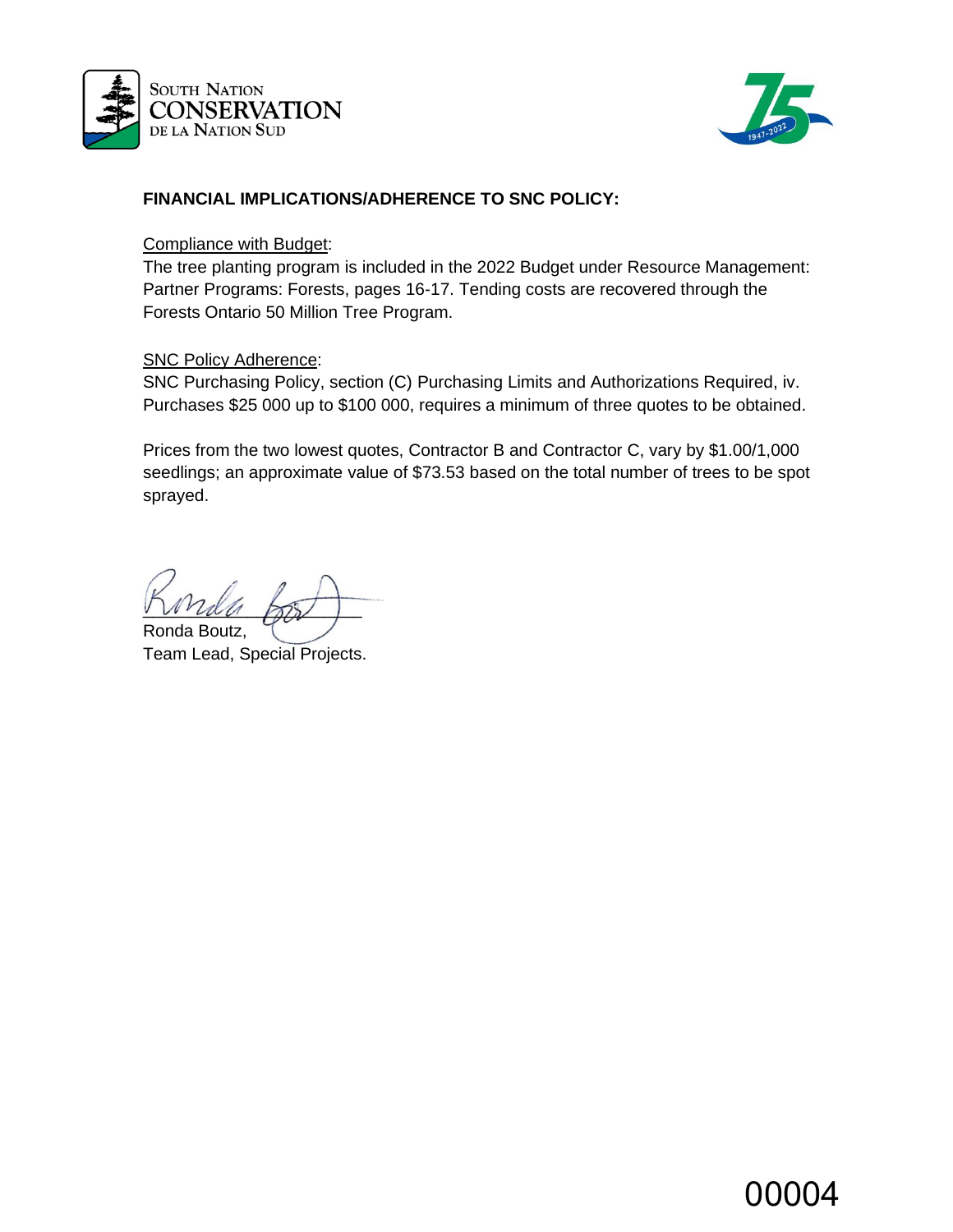**FINANCIAL IMPLICATIONS/ADHERENCE TO SNC POLICY:**

Compliance with Budget:

The tree planting program is included in the 2022 Budget under Resource Management: Partner Programs: Forests, pages 16-17. Tending costs are recovered through the Forests Ontario 50 Million Tree Program.

SNC Policy Adherence:

SNC Purchasing Policy, section (C) Purchasing Limits and Authorizations Required, iv. Purchases $25 000 up to $100 000, requires a minimum of three quotes to be obtained.

Prices from the two lowest quotes, Contractor B and Contractor C, vary by $1.00/1,000 seedlings; an approximate value of $73.53 based on the total number of trees to be spot sprayed.

Ronda Boutz,
Team Lead, Special Projects.